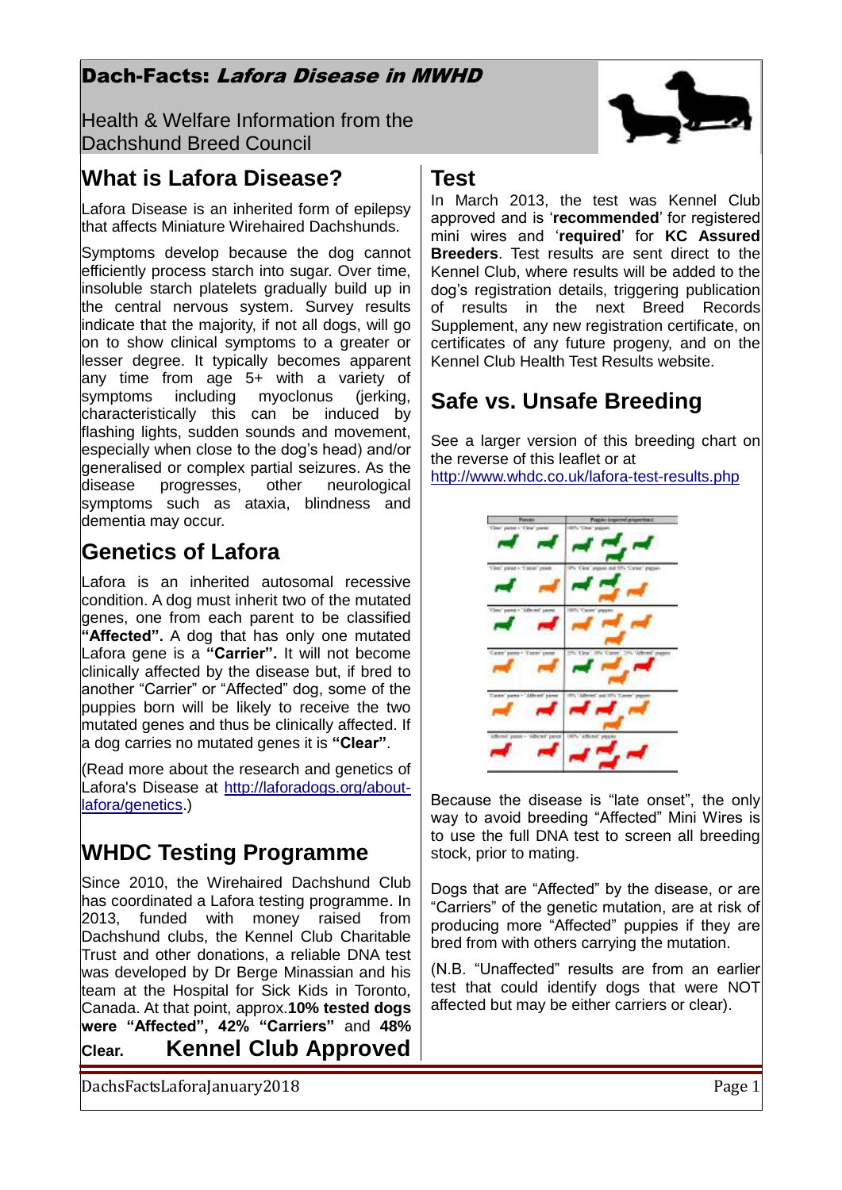# Dach-Facts: *Lafora Disease in MWHD*

Health & Welfare Information from the Dachshund Breed Council

## What is Lafora Disease?

Lafora Disease is an inherited form of epilepsy that affects Miniature Wirehaired Dachshunds.

Symptoms develop because the dog cannot efficiently process starch into sugar. Over time, insoluble starch platelets gradually build up in the central nervous system. Survey results indicate that the majority, if not all dogs, will go on to show clinical symptoms to a greater or lesser degree. It typically becomes apparent any time from age 5+ with a variety of symptoms including myoclonus (jerking, characteristically this can be induced by flashing lights, sudden sounds and movement, especially when close to the dog's head) and/or generalised or complex partial seizures. As the disease progresses, other neurological symptoms such as ataxia, blindness and dementia may occur.

## Genetics of Lafora

Lafora is an inherited autosomal recessive condition. A dog must inherit two of the mutated genes, one from each parent to be classified **"Affected".** A dog that has only one mutated Lafora gene is a **"Carrier".** It will not become clinically affected by the disease but, if bred to another "Carrier" or "Affected" dog, some of the puppies born will be likely to receive the two mutated genes and thus be clinically affected. If a dog carries no mutated genes it is **"Clear"**.

(Read more about the research and genetics of Lafora's Disease at http://laforadogs.org/about-lafora/genetics.)

## WHDC Testing Programme

Since 2010, the Wirehaired Dachshund Club has coordinated a Lafora testing programme. In 2013, funded with money raised from Dachshund clubs, the Kennel Club Charitable Trust and other donations, a reliable DNA test was developed by Dr Berge Minassian and his team at the Hospital for Sick Kids in Toronto, Canada. At that point, approx.**10% tested dogs were "Affected", 42% "Carriers"** and **48% Clear.**

## Kennel Club Approved Test

In March 2013, the test was Kennel Club approved and is '**recommended**' for registered mini wires and '**required**' for **KC Assured Breeders**. Test results are sent direct to the Kennel Club, where results will be added to the dog's registration details, triggering publication of results in the next Breed Records Supplement, any new registration certificate, on certificates of any future progeny, and on the Kennel Club Health Test Results website.

## Safe vs. Unsafe Breeding

See a larger version of this breeding chart on the reverse of this leaflet or at http://www.whdc.co.uk/lafora-test-results.php

| Parents | Puppies (expected proportions) |
|---|---|
| 'Clear' parent + 'Clear' parent | 100% 'Clear' puppies |
| 'Clear' parent + 'Carrier' parent | 50% 'Clear' puppies and 50% 'Carrier' puppies |
| 'Clear' parent + 'Affected' parent | 100% 'Carrier' puppies |
| 'Carrier' parent + 'Carrier' parent | 25% 'Clear', 50% 'Carrier', 25% 'Affected' puppies |
| 'Carrier' parent + 'Affected' parent | 50% 'Affected' and 50% 'Carrier' puppies |
| 'Affected' parent + 'Affected' parent | 100% 'Affected' puppies |

Because the disease is "late onset", the only way to avoid breeding "Affected" Mini Wires is to use the full DNA test to screen all breeding stock, prior to mating.

Dogs that are "Affected" by the disease, or are "Carriers" of the genetic mutation, are at risk of producing more "Affected" puppies if they are bred from with others carrying the mutation.

(N.B. "Unaffected" results are from an earlier test that could identify dogs that were NOT affected but may be either carriers or clear).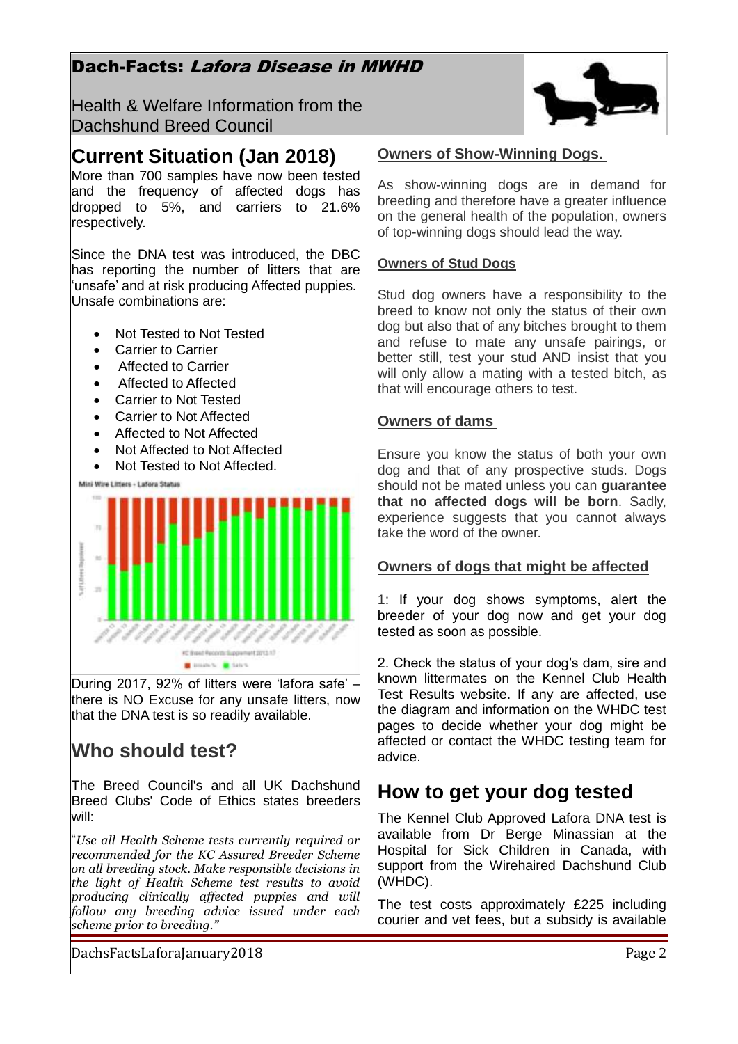# Dach-Facts: *Lafora Disease in MWHD*

Health & Welfare Information from the Dachshund Breed Council

## Current Situation (Jan 2018)

More than 700 samples have now been tested and the frequency of affected dogs has dropped to 5%, and carriers to 21.6% respectively.

Since the DNA test was introduced, the DBC has reporting the number of litters that are 'unsafe' and at risk producing Affected puppies. Unsafe combinations are:

- Not Tested to Not Tested
- Carrier to Carrier
- Affected to Carrier
- Affected to Affected
- Carrier to Not Tested
- Carrier to Not Affected
- Affected to Not Affected
- Not Affected to Not Affected
- Not Tested to Not Affected.

Mini Wire Litters - Lafora Status

KC Breed Records Supplement 2012-17

During 2017, 92% of litters were 'lafora safe' – there is NO Excuse for any unsafe litters, now that the DNA test is so readily available.

## Who should test?

The Breed Council's and all UK Dachshund Breed Clubs' Code of Ethics states breeders will:

"*Use all Health Scheme tests currently required or recommended for the KC Assured Breeder Scheme on all breeding stock. Make responsible decisions in the light of Health Scheme test results to avoid producing clinically affected puppies and will follow any breeding advice issued under each scheme prior to breeding.*"

### Owners of Show-Winning Dogs.

As show-winning dogs are in demand for breeding and therefore have a greater influence on the general health of the population, owners of top-winning dogs should lead the way.

### Owners of Stud Dogs

Stud dog owners have a responsibility to the breed to know not only the status of their own dog but also that of any bitches brought to them and refuse to mate any unsafe pairings, or better still, test your stud AND insist that you will only allow a mating with a tested bitch, as that will encourage others to test.

### Owners of dams

Ensure you know the status of both your own dog and that of any prospective studs. Dogs should not be mated unless you can **guarantee that no affected dogs will be born**. Sadly, experience suggests that you cannot always take the word of the owner.

### Owners of dogs that might be affected

1: If your dog shows symptoms, alert the breeder of your dog now and get your dog tested as soon as possible.

2. Check the status of your dog's dam, sire and known littermates on the Kennel Club Health Test Results website. If any are affected, use the diagram and information on the WHDC test pages to decide whether your dog might be affected or contact the WHDC testing team for advice.

## How to get your dog tested

The Kennel Club Approved Lafora DNA test is available from Dr Berge Minassian at the Hospital for Sick Children in Canada, with support from the Wirehaired Dachshund Club (WHDC).

The test costs approximately £225 including courier and vet fees, but a subsidy is available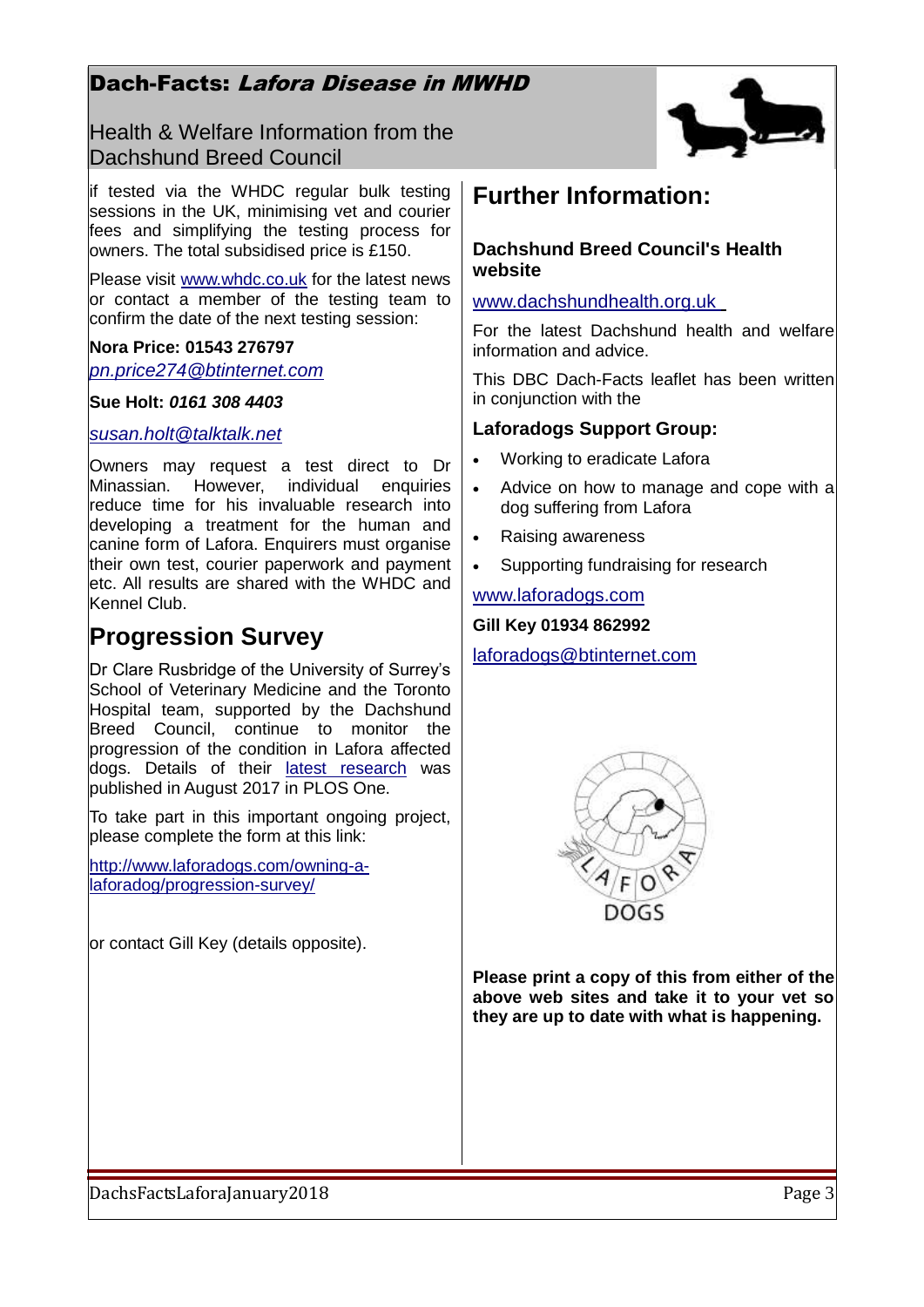# Dach-Facts: *Lafora Disease in MWHD*

Health & Welfare Information from the Dachshund Breed Council

if tested via the WHDC regular bulk testing sessions in the UK, minimising vet and courier fees and simplifying the testing process for owners. The total subsidised price is £150.

Please visit www.whdc.co.uk for the latest news or contact a member of the testing team to confirm the date of the next testing session:

**Nora Price: 01543 276797**

*pn.price274@btinternet.com*

**Sue Holt: *0161 308 4403***

*susan.holt@talktalk.net*

Owners may request a test direct to Dr Minassian. However, individual enquiries reduce time for his invaluable research into developing a treatment for the human and canine form of Lafora. Enquirers must organise their own test, courier paperwork and payment etc. All results are shared with the WHDC and Kennel Club.

## Progression Survey

Dr Clare Rusbridge of the University of Surrey's School of Veterinary Medicine and the Toronto Hospital team, supported by the Dachshund Breed Council, continue to monitor the progression of the condition in Lafora affected dogs. Details of their latest research was published in August 2017 in PLOS One.

To take part in this important ongoing project, please complete the form at this link:

http://www.laforadogs.com/owning-a-laforadog/progression-survey/

or contact Gill Key (details opposite).

## Further Information:

### Dachshund Breed Council's Health website

www.dachshundhealth.org.uk

For the latest Dachshund health and welfare information and advice.

This DBC Dach-Facts leaflet has been written in conjunction with the

### Laforadogs Support Group:

- Working to eradicate Lafora
- Advice on how to manage and cope with a dog suffering from Lafora
- Raising awareness
- Supporting fundraising for research

www.laforadogs.com

**Gill Key 01934 862992**

laforadogs@btinternet.com

**Please print a copy of this from either of the above web sites and take it to your vet so they are up to date with what is happening.**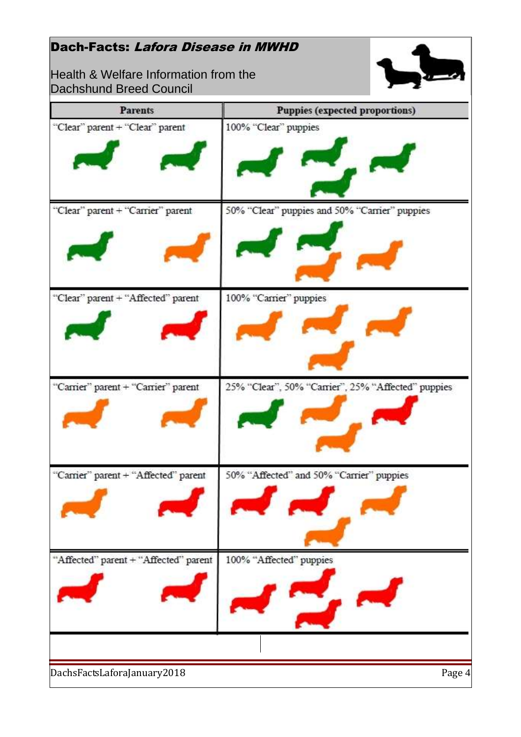## Dach-Facts: *Lafora Disease in MWHD*

Health & Welfare Information from the Dachshund Breed Council

| Parents | Puppies (expected proportions) |
|---|---|
| "Clear" parent + "Clear" parent | 100% "Clear" puppies |
| "Clear" parent + "Carrier" parent | 50% "Clear" puppies and 50% "Carrier" puppies |
| "Clear" parent + "Affected" parent | 100% "Carrier" puppies |
| "Carrier" parent + "Carrier" parent | 25% "Clear", 50% "Carrier", 25% "Affected" puppies |
| "Carrier" parent + "Affected" parent | 50% "Affected" and 50% "Carrier" puppies |
| "Affected" parent + "Affected" parent | 100% "Affected" puppies |

DachsFactsLaforaJanuary2018